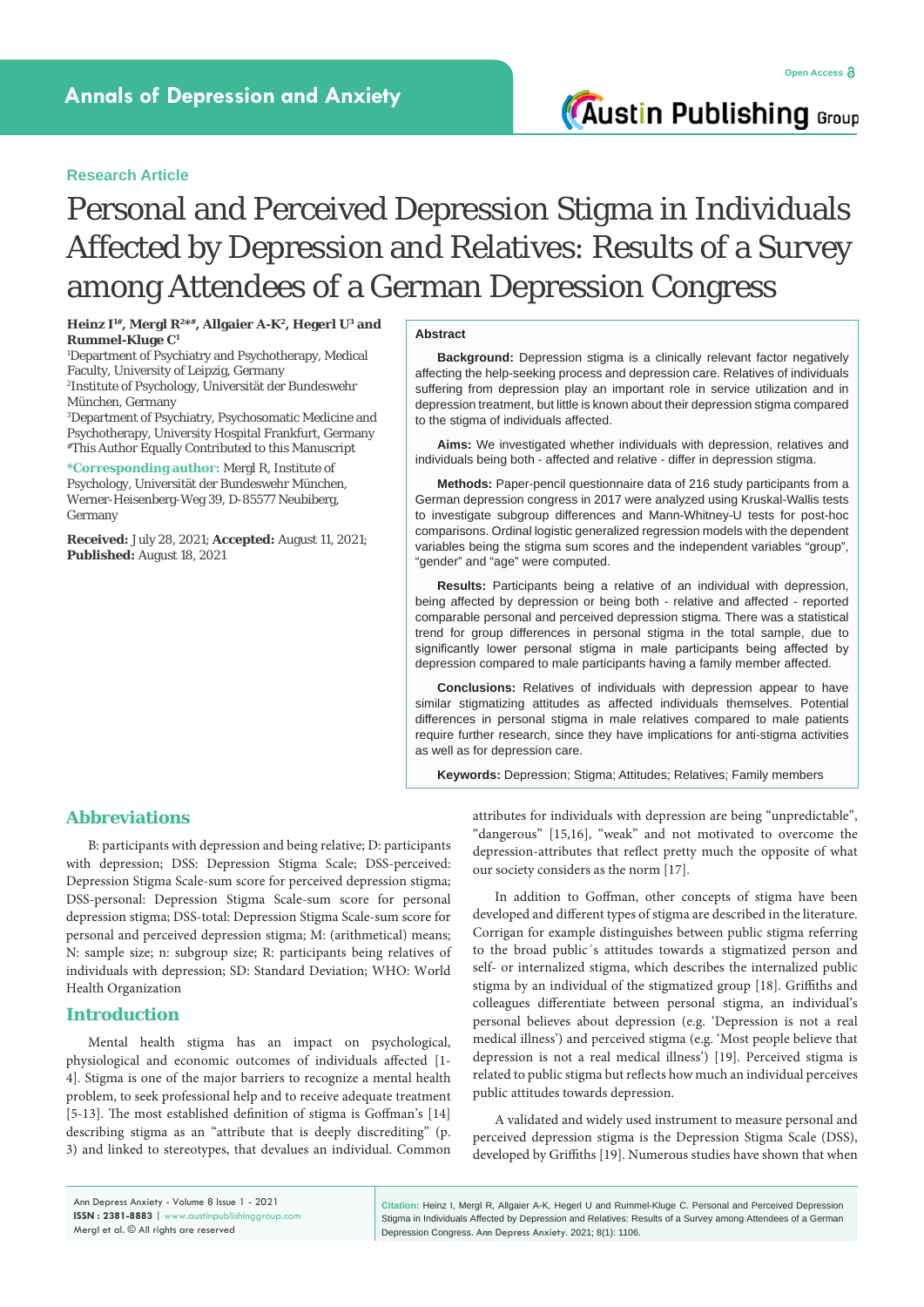**Research Article**

# Personal and Perceived Depression Stigma in Individuals Affected by Depression and Relatives: Results of a Survey among Attendees of a German Depression Congress

**Heinz I[1#], Mergl R[2*#], Allgaier A-K[2], Hegerl U[3] and Rummel-Kluge C[1]**

[1]Department of Psychiatry and Psychotherapy, Medical Faculty, University of Leipzig, Germany
[2]Institute of Psychology, Universität der Bundeswehr München, Germany
[3]Department of Psychiatry, Psychosomatic Medicine and Psychotherapy, University Hospital Frankfurt, Germany
[#]This Author Equally Contributed to this Manuscript

**\*Corresponding author:** Mergl R, Institute of Psychology, Universität der Bundeswehr München, Werner-Heisenberg-Weg 39, D-85577 Neubiberg, Germany

**Received:** July 28, 2021; **Accepted:** August 11, 2021; **Published:** August 18, 2021

## Abstract

**Background:** Depression stigma is a clinically relevant factor negatively affecting the help-seeking process and depression care. Relatives of individuals suffering from depression play an important role in service utilization and in depression treatment, but little is known about their depression stigma compared to the stigma of individuals affected.

**Aims:** We investigated whether individuals with depression, relatives and individuals being both - affected and relative - differ in depression stigma.

**Methods:** Paper-pencil questionnaire data of 216 study participants from a German depression congress in 2017 were analyzed using Kruskal-Wallis tests to investigate subgroup differences and Mann-Whitney-U tests for post-hoc comparisons. Ordinal logistic generalized regression models with the dependent variables being the stigma sum scores and the independent variables "group", "gender" and "age" were computed.

**Results:** Participants being a relative of an individual with depression, being affected by depression or being both - relative and affected - reported comparable personal and perceived depression stigma. There was a statistical trend for group differences in personal stigma in the total sample, due to significantly lower personal stigma in male participants being affected by depression compared to male participants having a family member affected.

**Conclusions:** Relatives of individuals with depression appear to have similar stigmatizing attitudes as affected individuals themselves. Potential differences in personal stigma in male relatives compared to male patients require further research, since they have implications for anti-stigma activities as well as for depression care.

**Keywords:** Depression; Stigma; Attitudes; Relatives; Family members

## Abbreviations

B: participants with depression and being relative; D: participants with depression; DSS: Depression Stigma Scale; DSS-perceived: Depression Stigma Scale-sum score for perceived depression stigma; DSS-personal: Depression Stigma Scale-sum score for personal depression stigma; DSS-total: Depression Stigma Scale-sum score for personal and perceived depression stigma; M: (arithmetical) means; N: sample size; n: subgroup size; R: participants being relatives of individuals with depression; SD: Standard Deviation; WHO: World Health Organization

## Introduction

Mental health stigma has an impact on psychological, physiological and economic outcomes of individuals affected [1-4]. Stigma is one of the major barriers to recognize a mental health problem, to seek professional help and to receive adequate treatment [5-13]. The most established definition of stigma is Goffman's [14] describing stigma as an "attribute that is deeply discrediting" (p. 3) and linked to stereotypes, that devalues an individual. Common attributes for individuals with depression are being "unpredictable", "dangerous" [15,16], "weak" and not motivated to overcome the depression-attributes that reflect pretty much the opposite of what our society considers as the norm [17].

In addition to Goffman, other concepts of stigma have been developed and different types of stigma are described in the literature. Corrigan for example distinguishes between public stigma referring to the broad public´s attitudes towards a stigmatized person and self- or internalized stigma, which describes the internalized public stigma by an individual of the stigmatized group [18]. Griffiths and colleagues differentiate between personal stigma, an individual's personal believes about depression (e.g. 'Depression is not a real medical illness') and perceived stigma (e.g. 'Most people believe that depression is not a real medical illness') [19]. Perceived stigma is related to public stigma but reflects how much an individual perceives public attitudes towards depression.

A validated and widely used instrument to measure personal and perceived depression stigma is the Depression Stigma Scale (DSS), developed by Griffiths [19]. Numerous studies have shown that when

**Citation:** Heinz I, Mergl R, Allgaier A-K, Hegerl U and Rummel-Kluge C. Personal and Perceived Depression Stigma in Individuals Affected by Depression and Relatives: Results of a Survey among Attendees of a German Depression Congress. Ann Depress Anxiety. 2021; 8(1): 1106.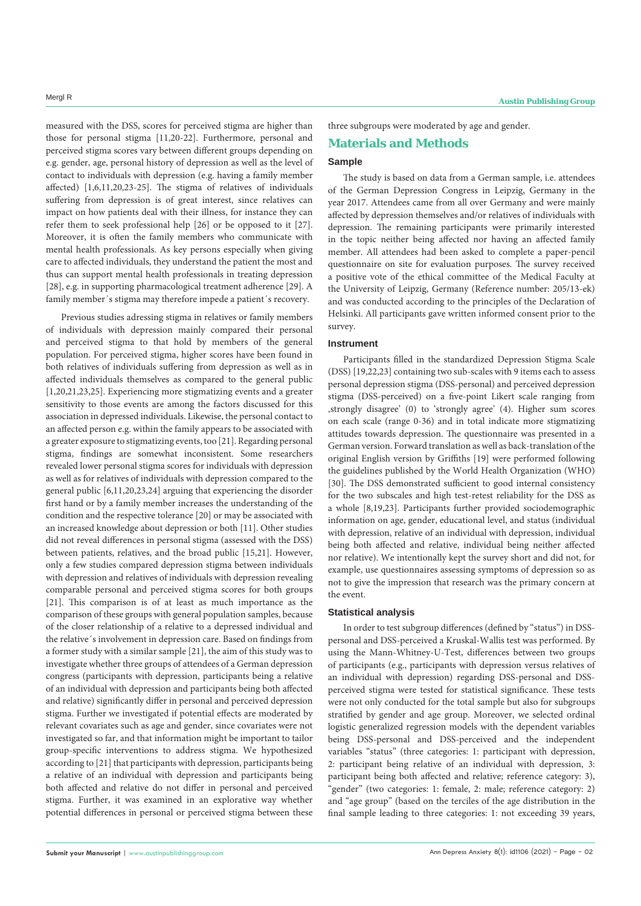measured with the DSS, scores for perceived stigma are higher than those for personal stigma [11,20-22]. Furthermore, personal and perceived stigma scores vary between different groups depending on e.g. gender, age, personal history of depression as well as the level of contact to individuals with depression (e.g. having a family member affected) [1,6,11,20,23-25]. The stigma of relatives of individuals suffering from depression is of great interest, since relatives can impact on how patients deal with their illness, for instance they can refer them to seek professional help [26] or be opposed to it [27]. Moreover, it is often the family members who communicate with mental health professionals. As key persons especially when giving care to affected individuals, they understand the patient the most and thus can support mental health professionals in treating depression [28], e.g. in supporting pharmacological treatment adherence [29]. A family member´s stigma may therefore impede a patient´s recovery.

Previous studies adressing stigma in relatives or family members of individuals with depression mainly compared their personal and perceived stigma to that hold by members of the general population. For perceived stigma, higher scores have been found in both relatives of individuals suffering from depression as well as in affected individuals themselves as compared to the general public [1,20,21,23,25]. Experiencing more stigmatizing events and a greater sensitivity to those events are among the factors discussed for this association in depressed individuals. Likewise, the personal contact to an affected person e.g. within the family appears to be associated with a greater exposure to stigmatizing events, too [21]. Regarding personal stigma, findings are somewhat inconsistent. Some researchers revealed lower personal stigma scores for individuals with depression as well as for relatives of individuals with depression compared to the general public [6,11,20,23,24] arguing that experiencing the disorder first hand or by a family member increases the understanding of the condition and the respective tolerance [20] or may be associated with an increased knowledge about depression or both [11]. Other studies did not reveal differences in personal stigma (assessed with the DSS) between patients, relatives, and the broad public [15,21]. However, only a few studies compared depression stigma between individuals with depression and relatives of individuals with depression revealing comparable personal and perceived stigma scores for both groups [21]. This comparison is of at least as much importance as the comparison of these groups with general population samples, because of the closer relationship of a relative to a depressed individual and the relative´s involvement in depression care. Based on findings from a former study with a similar sample [21], the aim of this study was to investigate whether three groups of attendees of a German depression congress (participants with depression, participants being a relative of an individual with depression and participants being both affected and relative) significantly differ in personal and perceived depression stigma. Further we investigated if potential effects are moderated by relevant covariates such as age and gender, since covariates were not investigated so far, and that information might be important to tailor group-specific interventions to address stigma. We hypothesized according to [21] that participants with depression, participants being a relative of an individual with depression and participants being both affected and relative do not differ in personal and perceived stigma. Further, it was examined in an explorative way whether potential differences in personal or perceived stigma between these three subgroups were moderated by age and gender.

## Materials and Methods

### Sample

The study is based on data from a German sample, i.e. attendees of the German Depression Congress in Leipzig, Germany in the year 2017. Attendees came from all over Germany and were mainly affected by depression themselves and/or relatives of individuals with depression. The remaining participants were primarily interested in the topic neither being affected nor having an affected family member. All attendees had been asked to complete a paper-pencil questionnaire on site for evaluation purposes. The survey received a positive vote of the ethical committee of the Medical Faculty at the University of Leipzig, Germany (Reference number: 205/13-ek) and was conducted according to the principles of the Declaration of Helsinki. All participants gave written informed consent prior to the survey.

### Instrument

Participants filled in the standardized Depression Stigma Scale (DSS) [19,22,23] containing two sub-scales with 9 items each to assess personal depression stigma (DSS-personal) and perceived depression stigma (DSS-perceived) on a five-point Likert scale ranging from ‚strongly disagree' (0) to 'strongly agree' (4). Higher sum scores on each scale (range 0-36) and in total indicate more stigmatizing attitudes towards depression. The questionnaire was presented in a German version. Forward translation as well as back-translation of the original English version by Griffiths [19] were performed following the guidelines published by the World Health Organization (WHO) [30]. The DSS demonstrated sufficient to good internal consistency for the two subscales and high test-retest reliability for the DSS as a whole [8,19,23]. Participants further provided sociodemographic information on age, gender, educational level, and status (individual with depression, relative of an individual with depression, individual being both affected and relative, individual being neither affected nor relative). We intentionally kept the survey short and did not, for example, use questionnaires assessing symptoms of depression so as not to give the impression that research was the primary concern at the event.

### Statistical analysis

In order to test subgroup differences (defined by "status") in DSS-personal and DSS-perceived a Kruskal-Wallis test was performed. By using the Mann-Whitney-U-Test, differences between two groups of participants (e.g., participants with depression versus relatives of an individual with depression) regarding DSS-personal and DSS-perceived stigma were tested for statistical significance. These tests were not only conducted for the total sample but also for subgroups stratified by gender and age group. Moreover, we selected ordinal logistic generalized regression models with the dependent variables being DSS-personal and DSS-perceived and the independent variables "status" (three categories: 1: participant with depression, 2: participant being relative of an individual with depression, 3: participant being both affected and relative; reference category: 3), "gender" (two categories: 1: female, 2: male; reference category: 2) and "age group" (based on the terciles of the age distribution in the final sample leading to three categories: 1: not exceeding 39 years,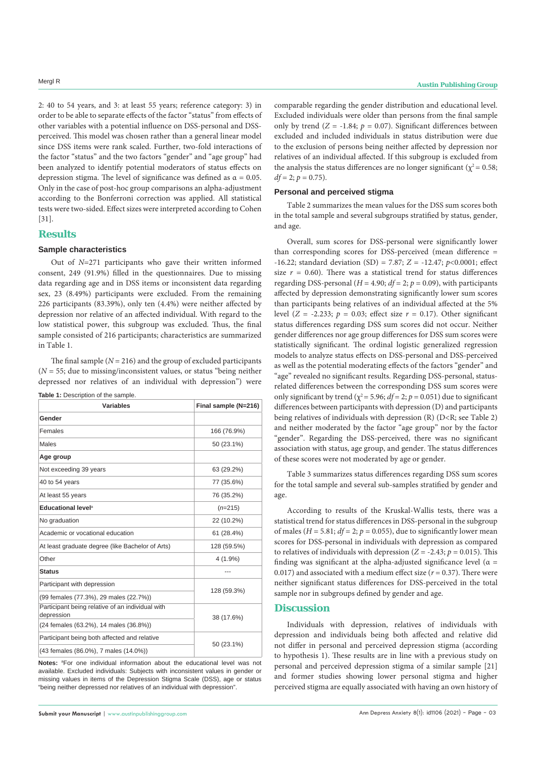2: 40 to 54 years, and 3: at least 55 years; reference category: 3) in order to be able to separate effects of the factor "status" from effects of other variables with a potential influence on DSS-personal and DSS-perceived. This model was chosen rather than a general linear model since DSS items were rank scaled. Further, two-fold interactions of the factor "status" and the two factors "gender" and "age group" had been analyzed to identify potential moderators of status effects on depression stigma. The level of significance was defined as $\alpha = 0.05$. Only in the case of post-hoc group comparisons an alpha-adjustment according to the Bonferroni correction was applied. All statistical tests were two-sided. Effect sizes were interpreted according to Cohen [31].

## Results

### Sample characteristics

Out of $N$=271 participants who gave their written informed consent, 249 (91.9%) filled in the questionnaires. Due to missing data regarding age and in DSS items or inconsistent data regarding sex, 23 (8.49%) participants were excluded. From the remaining 226 participants (83.39%), only ten (4.4%) were neither affected by depression nor relative of an affected individual. With regard to the low statistical power, this subgroup was excluded. Thus, the final sample consisted of 216 participants; characteristics are summarized in Table 1.

The final sample ($N$ = 216) and the group of excluded participants ($N$ = 55; due to missing/inconsistent values, or status "being neither depressed nor relatives of an individual with depression") were comparable regarding the gender distribution and educational level. Excluded individuals were older than persons from the final sample only by trend ($Z$ = -1.84; $p$ = 0.07). Significant differences between excluded and included individuals in status distribution were due to the exclusion of persons being neither affected by depression nor relatives of an individual affected. If this subgroup is excluded from the analysis the status differences are no longer significant ($\chi^2$ = 0.58; $df$ = 2; $p$ = 0.75).

**Table 1:** Description of the sample.

| Variables | Final sample (N=216) |
|---|---|
| **Gender** | |
| Females | 166 (76.9%) |
| Males | 50 (23.1%) |
| **Age group** | |
| Not exceeding 39 years | 63 (29.2%) |
| 40 to 54 years | 77 (35.6%) |
| At least 55 years | 76 (35.2%) |
| **Educational level**[a] | ($n$=215) |
| No graduation | 22 (10.2%) |
| Academic or vocational education | 61 (28.4%) |
| At least graduate degree (like Bachelor of Arts) | 128 (59.5%) |
| Other | 4 (1.9%) |
| **Status** | --- |
| Participant with depression (99 females (77.3%), 29 males (22.7%)) | 128 (59.3%) |
| Participant being relative of an individual with depression (24 females (63.2%), 14 males (36.8%)) | 38 (17.6%) |
| Participant being both affected and relative (43 females (86.0%), 7 males (14.0%)) | 50 (23.1%) |

**Notes:** [a]For one individual information about the educational level was not available. Excluded individuals: Subjects with inconsistent values in gender or missing values in items of the Depression Stigma Scale (DSS), age or status "being neither depressed nor relatives of an individual with depression".

### Personal and perceived stigma

Table 2 summarizes the mean values for the DSS sum scores both in the total sample and several subgroups stratified by status, gender, and age.

Overall, sum scores for DSS-personal were significantly lower than corresponding scores for DSS-perceived (mean difference = -16.22; standard deviation (SD) = 7.87; $Z$ = -12.47; $p$<0.0001; effect size $r$ = 0.60). There was a statistical trend for status differences regarding DSS-personal ($H$ = 4.90; $df$ = 2; $p$ = 0.09), with participants affected by depression demonstrating significantly lower sum scores than participants being relatives of an individual affected at the 5% level ($Z$ = -2.233; $p$ = 0.03; effect size $r$ = 0.17). Other significant status differences regarding DSS sum scores did not occur. Neither gender differences nor age group differences for DSS sum scores were statistically significant. The ordinal logistic generalized regression models to analyze status effects on DSS-personal and DSS-perceived as well as the potential moderating effects of the factors "gender" and "age" revealed no significant results. Regarding DSS-personal, status-related differences between the corresponding DSS sum scores were only significant by trend ($\chi^2$ = 5.96; $df$ = 2; $p$ = 0.051) due to significant differences between participants with depression (D) and participants being relatives of individuals with depression (R) (D<R; see Table 2) and neither moderated by the factor "age group" nor by the factor "gender". Regarding the DSS-perceived, there was no significant association with status, age group, and gender. The status differences of these scores were not moderated by age or gender.

Table 3 summarizes status differences regarding DSS sum scores for the total sample and several sub-samples stratified by gender and age.

According to results of the Kruskal-Wallis tests, there was a statistical trend for status differences in DSS-personal in the subgroup of males ($H$ = 5.81; $df$ = 2; $p$ = 0.055), due to significantly lower mean scores for DSS-personal in individuals with depression as compared to relatives of individuals with depression ($Z$ = -2.43; $p$ = 0.015). This finding was significant at the alpha-adjusted significance level ($\alpha$ = 0.017) and associated with a medium effect size ($r$ = 0.37). There were neither significant status differences for DSS-perceived in the total sample nor in subgroups defined by gender and age.

## Discussion

Individuals with depression, relatives of individuals with depression and individuals being both affected and relative did not differ in personal and perceived depression stigma (according to hypothesis 1). These results are in line with a previous study on personal and perceived depression stigma of a similar sample [21] and former studies showing lower personal stigma and higher perceived stigma are equally associated with having an own history of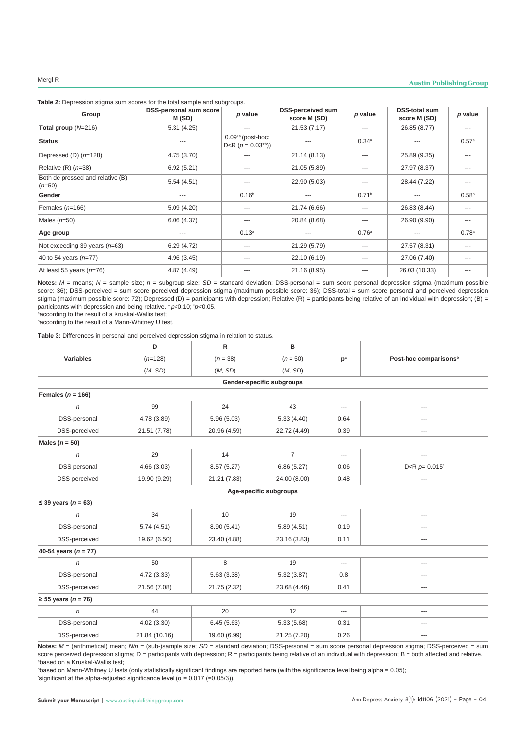**Table 2:** Depression stigma sum scores for the total sample and subgroups.

| Group | DSS-personal sum score M (SD) | *p* value | DSS-perceived sum score M (SD) | *p* value | DSS-total sum score M (SD) | *p* value |
|---|---|---|---|---|---|---|
| Total group (*N*=216) | 5.31 (4.25) | --- | 21.53 (7.17) | --- | 26.85 (8.77) | --- |
| **Status** | --- | 0.09+a (post-hoc: D<R ($p$ = 0.03*b)) | --- | 0.34[a] | --- | 0.57[a] |
| Depressed (D) (*n*=128) | 4.75 (3.70) | --- | 21.14 (8.13) | --- | 25.89 (9.35) | --- |
| Relative (R) (*n*=38) | 6.92 (5.21) | --- | 21.05 (5.89) | --- | 27.97 (8.37) | --- |
| Both de pressed and relative (B) (*n*=50) | 5.54 (4.51) | --- | 22.90 (5.03) | --- | 28.44 (7.22) | --- |
| **Gender** | --- | 0.16[b] | --- | 0.71[b] | --- | 0.58[b] |
| Females (*n*=166) | 5.09 (4.20) | --- | 21.74 (6.66) | --- | 26.83 (8.44) | --- |
| Males (*n*=50) | 6.06 (4.37) | --- | 20.84 (8.68) | --- | 26.90 (9.90) | --- |
| **Age group** | --- | 0.13[a] | --- | 0.76[a] | --- | 0.78[a] |
| Not exceeding 39 years (*n*=63) | 6.29 (4.72) | --- | 21.29 (5.79) | --- | 27.57 (8.31) | --- |
| 40 to 54 years (*n*=77) | 4.96 (3.45) | --- | 22.10 (6.19) | --- | 27.06 (7.40) | --- |
| At least 55 years (*n*=76) | 4.87 (4.49) | --- | 21.16 (8.95) | --- | 26.03 (10.33) | --- |

**Notes:** *M* = means; *N* = sample size; *n* = subgroup size; *SD* = standard deviation; DSS-personal = sum score personal depression stigma (maximum possible score: 36); DSS-perceived = sum score perceived depression stigma (maximum possible score: 36); DSS-total = sum score personal and perceived depression stigma (maximum possible score: 72); Depressed (D) = participants with depression; Relative (R) = participants being relative of an individual with depression; (B) = participants with depression and being relative. $^{+}p<0.10$; $^{*}p<0.05$.
[a]according to the result of a Kruskal-Wallis test;
[b]according to the result of a Mann-Whitney U test.

**Table 3:** Differences in personal and perceived depression stigma in relation to status.

| Variables | D (*n*=128) (*M, SD*) | R (*n* = 38) (*M, SD*) | B (*n* = 50) (*M, SD*) | p[a] | Post-hoc comparisons[b] |
|---|---|---|---|---|---|
| **Gender-specific subgroups** | | | | | |
| **Females (*n* = 166)** | | | | | |
| *n* | 99 | 24 | 43 | --- | --- |
| DSS-personal | 4.78 (3.89) | 5.96 (5.03) | 5.33 (4.40) | 0.64 | --- |
| DSS-perceived | 21.51 (7.78) | 20.96 (4.59) | 22.72 (4.49) | 0.39 | --- |
| **Males (*n* = 50)** | | | | | |
| *n* | 29 | 14 | 7 | --- | --- |
| DSS personal | 4.66 (3.03) | 8.57 (5.27) | 6.86 (5.27) | 0.06 | D<R $p$= 0.015' |
| DSS perceived | 19.90 (9.29) | 21.21 (7.83) | 24.00 (8.00) | 0.48 | --- |
| **Age-specific subgroups** | | | | | |
| **≤ 39 years (*n* = 63)** | | | | | |
| *n* | 34 | 10 | 19 | --- | --- |
| DSS-personal | 5.74 (4.51) | 8.90 (5.41) | 5.89 (4.51) | 0.19 | --- |
| DSS-perceived | 19.62 (6.50) | 23.40 (4.88) | 23.16 (3.83) | 0.11 | --- |
| **40-54 years (*n* = 77)** | | | | | |
| *n* | 50 | 8 | 19 | --- | --- |
| DSS-personal | 4.72 (3.33) | 5.63 (3.38) | 5.32 (3.87) | 0.8 | --- |
| DSS-perceived | 21.56 (7.08) | 21.75 (2.32) | 23.68 (4.46) | 0.41 | --- |
| **≥ 55 years (*n* = 76)** | | | | | |
| *n* | 44 | 20 | 12 | --- | --- |
| DSS-personal | 4.02 (3.30) | 6.45 (5.63) | 5.33 (5.68) | 0.31 | --- |
| DSS-perceived | 21.84 (10.16) | 19.60 (6.99) | 21.25 (7.20) | 0.26 | --- |

**Notes:** *M* = (arithmetical) mean; *N/n* = (sub-)sample size; *SD* = standard deviation; DSS-personal = sum score personal depression stigma; DSS-perceived = sum score perceived depression stigma; D = participants with depression; R = participants being relative of an individual with depression; B = both affected and relative.
[a]based on a Kruskal-Wallis test;
[b]based on Mann-Whitney U tests (only statistically significant findings are reported here (with the significance level being alpha = 0.05);
'significant at the alpha-adjusted significance level ($\alpha$ = 0.017 (=0.05/3)).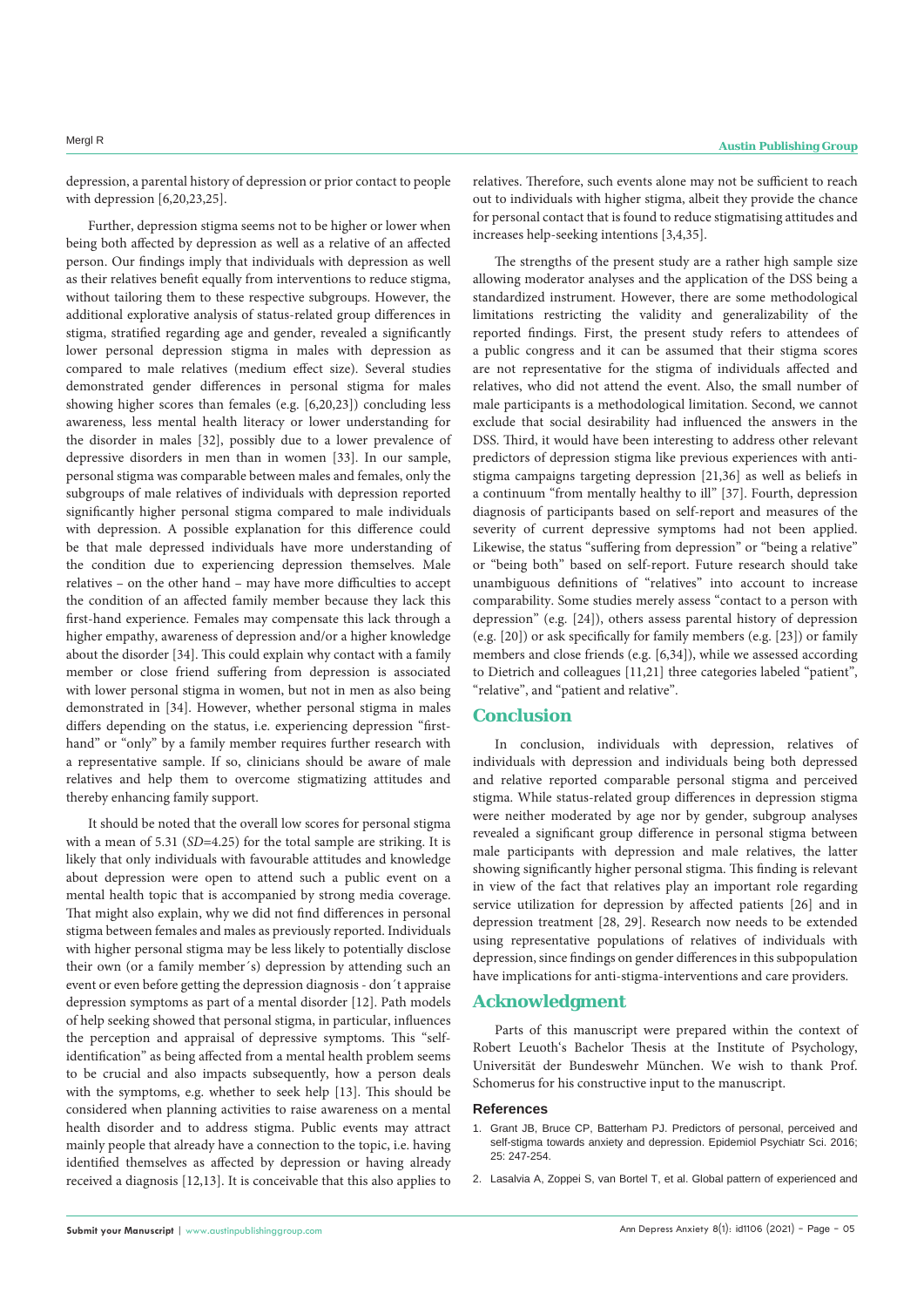depression, a parental history of depression or prior contact to people with depression [6,20,23,25].

Further, depression stigma seems not to be higher or lower when being both affected by depression as well as a relative of an affected person. Our findings imply that individuals with depression as well as their relatives benefit equally from interventions to reduce stigma, without tailoring them to these respective subgroups. However, the additional explorative analysis of status-related group differences in stigma, stratified regarding age and gender, revealed a significantly lower personal depression stigma in males with depression as compared to male relatives (medium effect size). Several studies demonstrated gender differences in personal stigma for males showing higher scores than females (e.g. [6,20,23]) concluding less awareness, less mental health literacy or lower understanding for the disorder in males [32], possibly due to a lower prevalence of depressive disorders in men than in women [33]. In our sample, personal stigma was comparable between males and females, only the subgroups of male relatives of individuals with depression reported significantly higher personal stigma compared to male individuals with depression. A possible explanation for this difference could be that male depressed individuals have more understanding of the condition due to experiencing depression themselves. Male relatives – on the other hand – may have more difficulties to accept the condition of an affected family member because they lack this first-hand experience. Females may compensate this lack through a higher empathy, awareness of depression and/or a higher knowledge about the disorder [34]. This could explain why contact with a family member or close friend suffering from depression is associated with lower personal stigma in women, but not in men as also being demonstrated in [34]. However, whether personal stigma in males differs depending on the status, i.e. experiencing depression "first-hand" or "only" by a family member requires further research with a representative sample. If so, clinicians should be aware of male relatives and help them to overcome stigmatizing attitudes and thereby enhancing family support.

It should be noted that the overall low scores for personal stigma with a mean of 5.31 (*SD*=4.25) for the total sample are striking. It is likely that only individuals with favourable attitudes and knowledge about depression were open to attend such a public event on a mental health topic that is accompanied by strong media coverage. That might also explain, why we did not find differences in personal stigma between females and males as previously reported. Individuals with higher personal stigma may be less likely to potentially disclose their own (or a family member´s) depression by attending such an event or even before getting the depression diagnosis - don´t appraise depression symptoms as part of a mental disorder [12]. Path models of help seeking showed that personal stigma, in particular, influences the perception and appraisal of depressive symptoms. This "self-identification" as being affected from a mental health problem seems to be crucial and also impacts subsequently, how a person deals with the symptoms, e.g. whether to seek help [13]. This should be considered when planning activities to raise awareness on a mental health disorder and to address stigma. Public events may attract mainly people that already have a connection to the topic, i.e. having identified themselves as affected by depression or having already received a diagnosis [12,13]. It is conceivable that this also applies to relatives. Therefore, such events alone may not be sufficient to reach out to individuals with higher stigma, albeit they provide the chance for personal contact that is found to reduce stigmatising attitudes and increases help-seeking intentions [3,4,35].

The strengths of the present study are a rather high sample size allowing moderator analyses and the application of the DSS being a standardized instrument. However, there are some methodological limitations restricting the validity and generalizability of the reported findings. First, the present study refers to attendees of a public congress and it can be assumed that their stigma scores are not representative for the stigma of individuals affected and relatives, who did not attend the event. Also, the small number of male participants is a methodological limitation. Second, we cannot exclude that social desirability had influenced the answers in the DSS. Third, it would have been interesting to address other relevant predictors of depression stigma like previous experiences with anti-stigma campaigns targeting depression [21,36] as well as beliefs in a continuum "from mentally healthy to ill" [37]. Fourth, depression diagnosis of participants based on self-report and measures of the severity of current depressive symptoms had not been applied. Likewise, the status "suffering from depression" or "being a relative" or "being both" based on self-report. Future research should take unambiguous definitions of "relatives" into account to increase comparability. Some studies merely assess "contact to a person with depression" (e.g. [24]), others assess parental history of depression (e.g. [20]) or ask specifically for family members (e.g. [23]) or family members and close friends (e.g. [6,34]), while we assessed according to Dietrich and colleagues [11,21] three categories labeled "patient", "relative", and "patient and relative".

## Conclusion

In conclusion, individuals with depression, relatives of individuals with depression and individuals being both depressed and relative reported comparable personal stigma and perceived stigma. While status-related group differences in depression stigma were neither moderated by age nor by gender, subgroup analyses revealed a significant group difference in personal stigma between male participants with depression and male relatives, the latter showing significantly higher personal stigma. This finding is relevant in view of the fact that relatives play an important role regarding service utilization for depression by affected patients [26] and in depression treatment [28, 29]. Research now needs to be extended using representative populations of relatives of individuals with depression, since findings on gender differences in this subpopulation have implications for anti-stigma-interventions and care providers.

## Acknowledgment

Parts of this manuscript were prepared within the context of Robert Leuoth's Bachelor Thesis at the Institute of Psychology, Universität der Bundeswehr München. We wish to thank Prof. Schomerus for his constructive input to the manuscript.

### References

1. Grant JB, Bruce CP, Batterham PJ. Predictors of personal, perceived and self-stigma towards anxiety and depression. Epidemiol Psychiatr Sci. 2016; 25: 247-254.
2. Lasalvia A, Zoppei S, van Bortel T, et al. Global pattern of experienced and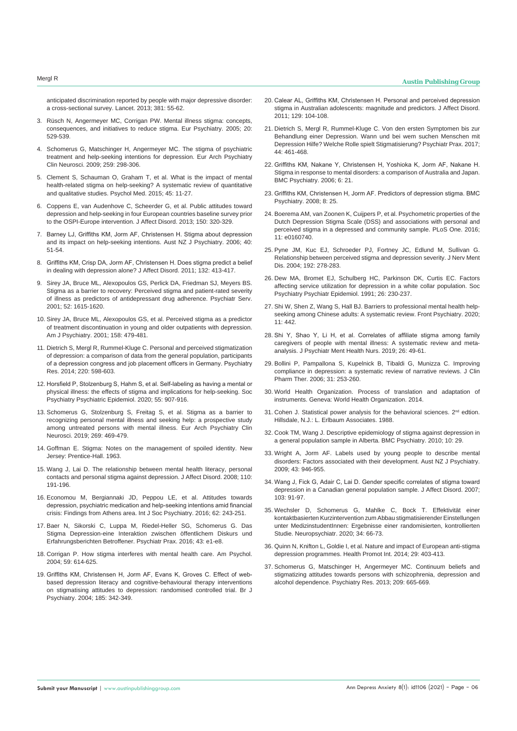anticipated discrimination reported by people with major depressive disorder: a cross-sectional survey. Lancet. 2013; 381: 55-62.

3. Rüsch N, Angermeyer MC, Corrigan PW. Mental illness stigma: concepts, consequences, and initiatives to reduce stigma. Eur Psychiatry. 2005; 20: 529-539.

4. Schomerus G, Matschinger H, Angermeyer MC. The stigma of psychiatric treatment and help-seeking intentions for depression. Eur Arch Psychiatry Clin Neurosci. 2009; 259: 298-306.

5. Clement S, Schauman O, Graham T, et al. What is the impact of mental health-related stigma on help-seeking? A systematic review of quantitative and qualitative studies. Psychol Med. 2015; 45: 11-27.

6. Coppens E, van Audenhove C, Scheerder G, et al. Public attitudes toward depression and help-seeking in four European countries baseline survey prior to the OSPI-Europe intervention. J Affect Disord. 2013; 150: 320-329.

7. Barney LJ, Griffiths KM, Jorm AF, Christensen H. Stigma about depression and its impact on help-seeking intentions. Aust NZ J Psychiatry. 2006; 40: 51-54.

8. Griffiths KM, Crisp DA, Jorm AF, Christensen H. Does stigma predict a belief in dealing with depression alone? J Affect Disord. 2011; 132: 413-417.

9. Sirey JA, Bruce ML, Alexopoulos GS, Perlick DA, Friedman SJ, Meyers BS. Stigma as a barrier to recovery: Perceived stigma and patient-rated severity of illness as predictors of antidepressant drug adherence. Psychiatr Serv. 2001; 52: 1615-1620.

10. Sirey JA, Bruce ML, Alexopoulos GS, et al. Perceived stigma as a predictor of treatment discontinuation in young and older outpatients with depression. Am J Psychiatry. 2001; 158: 479-481.

11. Dietrich S, Mergl R, Rummel-Kluge C. Personal and perceived stigmatization of depression: a comparison of data from the general population, participants of a depression congress and job placement officers in Germany. Psychiatry Res. 2014; 220: 598-603.

12. Horsfield P, Stolzenburg S, Hahm S, et al. Self-labeling as having a mental or physical illness: the effects of stigma and implications for help-seeking. Soc Psychiatry Psychiatric Epidemiol. 2020; 55: 907-916.

13. Schomerus G, Stolzenburg S, Freitag S, et al. Stigma as a barrier to recognizing personal mental illness and seeking help: a prospective study among untreated persons with mental illness. Eur Arch Psychiatry Clin Neurosci. 2019; 269: 469-479.

14. Goffman E. Stigma: Notes on the management of spoiled identity. New Jersey: Prentice-Hall. 1963.

15. Wang J, Lai D. The relationship between mental health literacy, personal contacts and personal stigma against depression. J Affect Disord. 2008; 110: 191-196.

16. Economou M, Bergiannaki JD, Peppou LE, et al. Attitudes towards depression, psychiatric medication and help-seeking intentions amid financial crisis: Findings from Athens area. Int J Soc Psychiatry. 2016; 62: 243-251.

17. Baer N, Sikorski C, Luppa M, Riedel-Heller SG, Schomerus G. Das Stigma Depression-eine Interaktion zwischen öffentlichem Diskurs und Erfahrungsberichten Betroffener. Psychiatr Prax. 2016; 43: e1-e8.

18. Corrigan P. How stigma interferes with mental health care. Am Psychol. 2004; 59: 614-625.

19. Griffiths KM, Christensen H, Jorm AF, Evans K, Groves C. Effect of web-based depression literacy and cognitive-behavioural therapy interventions on stigmatising attitudes to depression: randomised controlled trial. Br J Psychiatry. 2004; 185: 342-349.

20. Calear AL, Griffiths KM, Christensen H. Personal and perceived depression stigma in Australian adolescents: magnitude and predictors. J Affect Disord. 2011; 129: 104-108.

21. Dietrich S, Mergl R, Rummel-Kluge C. Von den ersten Symptomen bis zur Behandlung einer Depression. Wann und bei wem suchen Menschen mit Depression Hilfe? Welche Rolle spielt Stigmatisierung? Psychiatr Prax. 2017; 44: 461-468.

22. Griffiths KM, Nakane Y, Christensen H, Yoshioka K, Jorm AF, Nakane H. Stigma in response to mental disorders: a comparison of Australia and Japan. BMC Psychiatry. 2006; 6: 21.

23. Griffiths KM, Christensen H, Jorm AF. Predictors of depression stigma. BMC Psychiatry. 2008; 8: 25.

24. Boerema AM, van Zoonen K, Cuijpers P, et al. Psychometric properties of the Dutch Depression Stigma Scale (DSS) and associations with personal and perceived stigma in a depressed and community sample. PLoS One. 2016; 11: e0160740.

25. Pyne JM, Kuc EJ, Schroeder PJ, Fortney JC, Edlund M, Sullivan G. Relationship between perceived stigma and depression severity. J Nerv Ment Dis. 2004; 192: 278-283.

26. Dew MA, Bromet EJ, Schulberg HC, Parkinson DK, Curtis EC. Factors affecting service utilization for depression in a white collar population. Soc Psychiatry Psychiatr Epidemiol. 1991; 26: 230-237.

27. Shi W, Shen Z, Wang S, Hall BJ. Barriers to professional mental health help-seeking among Chinese adults: A systematic review. Front Psychiatry. 2020; 11: 442.

28. Shi Y, Shao Y, Li H, et al. Correlates of affiliate stigma among family caregivers of people with mental illness: A systematic review and meta-analysis. J Psychiatr Ment Health Nurs. 2019; 26: 49-61.

29. Bollini P, Pampallona S, Kupelnick B, Tibaldi G, Munizza C. Improving compliance in depression: a systematic review of narrative reviews. J Clin Pharm Ther. 2006; 31: 253-260.

30. World Health Organization. Process of translation and adaptation of instruments. Geneva: World Health Organization. 2014.

31. Cohen J. Statistical power analysis for the behavioral sciences. 2nd edtion. Hillsdale, N.J.: L. Erlbaum Associates. 1988.

32. Cook TM, Wang J. Descriptive epidemiology of stigma against depression in a general population sample in Alberta. BMC Psychiatry. 2010; 10: 29.

33. Wright A, Jorm AF. Labels used by young people to describe mental disorders: Factors associated with their development. Aust NZ J Psychiatry. 2009; 43: 946-955.

34. Wang J, Fick G, Adair C, Lai D. Gender specific correlates of stigma toward depression in a Canadian general population sample. J Affect Disord. 2007; 103: 91-97.

35. Wechsler D, Schomerus G, Mahlke C, Bock T. Effektivität einer kontaktbasierten Kurzintervention zum Abbau stigmatisierender Einstellungen unter MedizinstudentInnen: Ergebnisse einer randomisierten, kontrollierten Studie. Neuropsychiatr. 2020; 34: 66-73.

36. Quinn N, Knifton L, Goldie I, et al. Nature and impact of European anti-stigma depression programmes. Health Promot Int. 2014; 29: 403-413.

37. Schomerus G, Matschinger H, Angermeyer MC. Continuum beliefs and stigmatizing attitudes towards persons with schizophrenia, depression and alcohol dependence. Psychiatry Res. 2013; 209: 665-669.